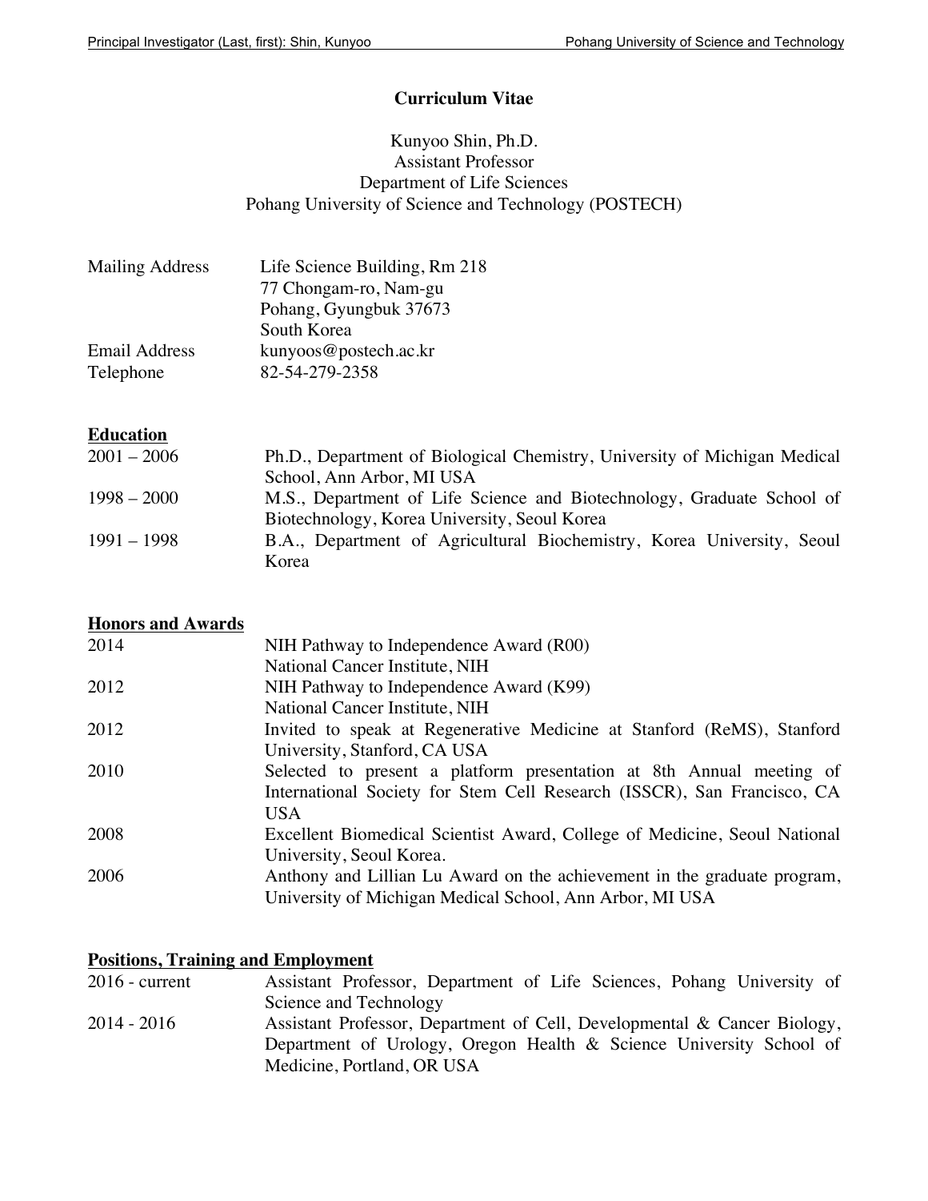# Curriculum Vitae

Kunyoo Shin, Ph.D.
Assistant Professor
Department of Life Sciences
Pohang University of Science and Technology (POSTECH)

| | |
|---|---|
| Mailing Address | Life Science Building, Rm 218<br>77 Chongam-ro, Nam-gu<br>Pohang, Gyungbuk 37673<br>South Korea |
| Email Address | kunyoos@postech.ac.kr |
| Telephone | 82-54-279-2358 |

## Education

| | |
|---|---|
| 2001 – 2006 | Ph.D., Department of Biological Chemistry, University of Michigan Medical School, Ann Arbor, MI USA |
| 1998 – 2000 | M.S., Department of Life Science and Biotechnology, Graduate School of Biotechnology, Korea University, Seoul Korea |
| 1991 – 1998 | B.A., Department of Agricultural Biochemistry, Korea University, Seoul Korea |

## Honors and Awards

| | |
|---|---|
| 2014 | NIH Pathway to Independence Award (R00)<br>National Cancer Institute, NIH |
| 2012 | NIH Pathway to Independence Award (K99)<br>National Cancer Institute, NIH |
| 2012 | Invited to speak at Regenerative Medicine at Stanford (ReMS), Stanford University, Stanford, CA USA |
| 2010 | Selected to present a platform presentation at 8th Annual meeting of International Society for Stem Cell Research (ISSCR), San Francisco, CA USA |
| 2008 | Excellent Biomedical Scientist Award, College of Medicine, Seoul National University, Seoul Korea. |
| 2006 | Anthony and Lillian Lu Award on the achievement in the graduate program, University of Michigan Medical School, Ann Arbor, MI USA |

## Positions, Training and Employment

| | |
|---|---|
| 2016 - current | Assistant Professor, Department of Life Sciences, Pohang University of Science and Technology |
| 2014 - 2016 | Assistant Professor, Department of Cell, Developmental & Cancer Biology, Department of Urology, Oregon Health & Science University School of Medicine, Portland, OR USA |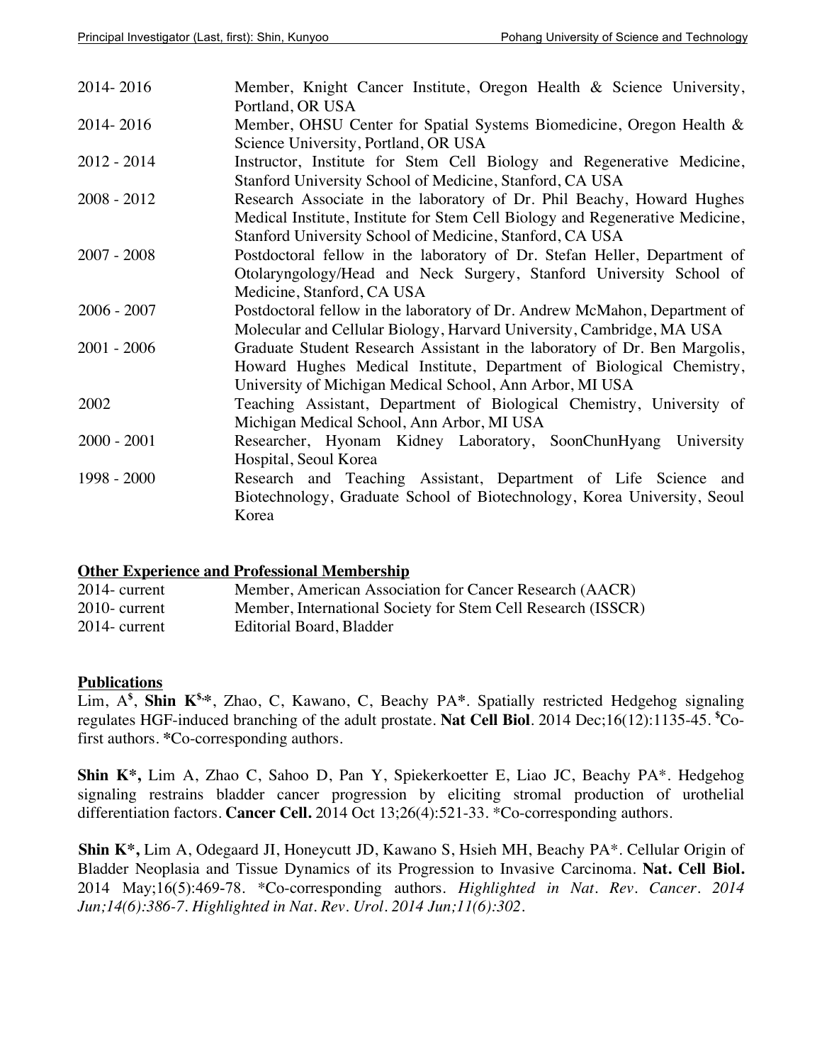| | |
|---|---|
| 2014- 2016 | Member, Knight Cancer Institute, Oregon Health & Science University, Portland, OR USA |
| 2014- 2016 | Member, OHSU Center for Spatial Systems Biomedicine, Oregon Health & Science University, Portland, OR USA |
| 2012 - 2014 | Instructor, Institute for Stem Cell Biology and Regenerative Medicine, Stanford University School of Medicine, Stanford, CA USA |
| 2008 - 2012 | Research Associate in the laboratory of Dr. Phil Beachy, Howard Hughes Medical Institute, Institute for Stem Cell Biology and Regenerative Medicine, Stanford University School of Medicine, Stanford, CA USA |
| 2007 - 2008 | Postdoctoral fellow in the laboratory of Dr. Stefan Heller, Department of Otolaryngology/Head and Neck Surgery, Stanford University School of Medicine, Stanford, CA USA |
| 2006 - 2007 | Postdoctoral fellow in the laboratory of Dr. Andrew McMahon, Department of Molecular and Cellular Biology, Harvard University, Cambridge, MA USA |
| 2001 - 2006 | Graduate Student Research Assistant in the laboratory of Dr. Ben Margolis, Howard Hughes Medical Institute, Department of Biological Chemistry, University of Michigan Medical School, Ann Arbor, MI USA |
| 2002 | Teaching Assistant, Department of Biological Chemistry, University of Michigan Medical School, Ann Arbor, MI USA |
| 2000 - 2001 | Researcher, Hyonam Kidney Laboratory, SoonChunHyang University Hospital, Seoul Korea |
| 1998 - 2000 | Research and Teaching Assistant, Department of Life Science and Biotechnology, Graduate School of Biotechnology, Korea University, Seoul Korea |

## Other Experience and Professional Membership

| | |
|---|---|
| 2014- current | Member, American Association for Cancer Research (AACR) |
| 2010- current | Member, International Society for Stem Cell Research (ISSCR) |
| 2014- current | Editorial Board, Bladder |

## Publications

Lim, A[$], **Shin K**[$,*], Zhao, C, Kawano, C, Beachy PA*. Spatially restricted Hedgehog signaling regulates HGF-induced branching of the adult prostate. **Nat Cell Biol**. 2014 Dec;16(12):1135-45. [$]Co-first authors. *Co-corresponding authors.

**Shin K*,** Lim A, Zhao C, Sahoo D, Pan Y, Spiekerkoetter E, Liao JC, Beachy PA*. Hedgehog signaling restrains bladder cancer progression by eliciting stromal production of urothelial differentiation factors. **Cancer Cell.** 2014 Oct 13;26(4):521-33. *Co-corresponding authors.

**Shin K*,** Lim A, Odegaard JI, Honeycutt JD, Kawano S, Hsieh MH, Beachy PA*. Cellular Origin of Bladder Neoplasia and Tissue Dynamics of its Progression to Invasive Carcinoma. **Nat. Cell Biol.** 2014 May;16(5):469-78. *Co-corresponding authors. *Highlighted in Nat. Rev. Cancer. 2014 Jun;14(6):386-7. Highlighted in Nat. Rev. Urol. 2014 Jun;11(6):302.*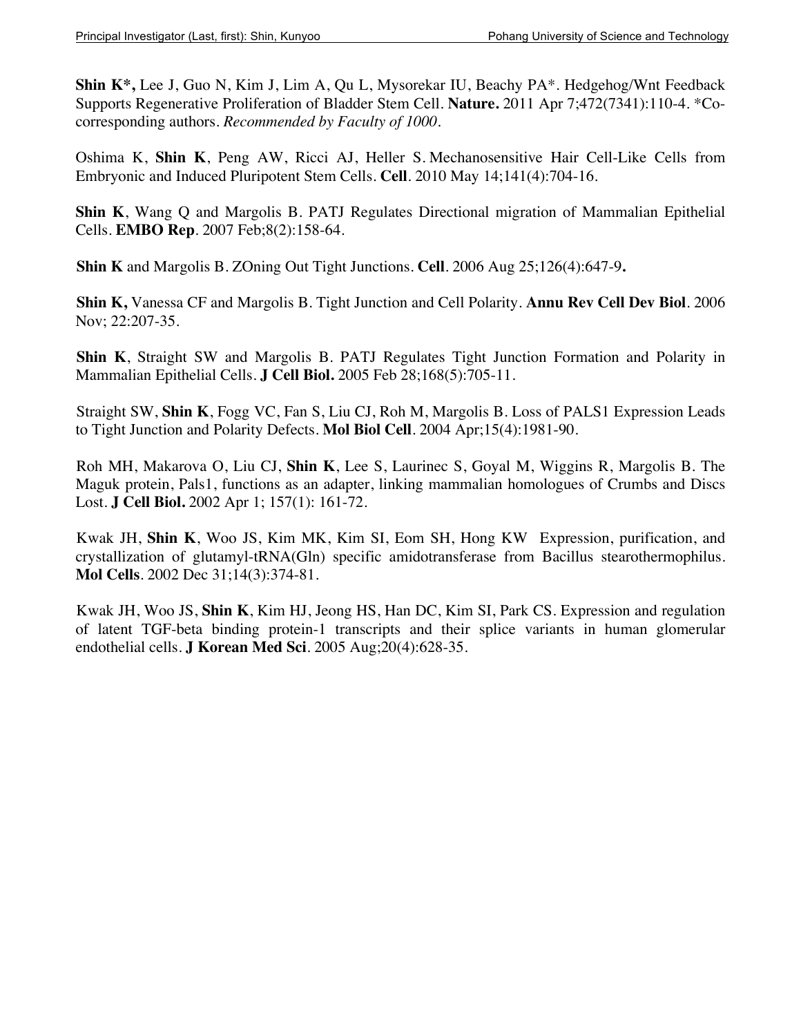**Shin K*,** Lee J, Guo N, Kim J, Lim A, Qu L, Mysorekar IU, Beachy PA*. Hedgehog/Wnt Feedback Supports Regenerative Proliferation of Bladder Stem Cell. **Nature.** 2011 Apr 7;472(7341):110-4. *Co-corresponding authors. *Recommended by Faculty of 1000*.

Oshima K, **Shin K**, Peng AW, Ricci AJ, Heller S. Mechanosensitive Hair Cell-Like Cells from Embryonic and Induced Pluripotent Stem Cells. **Cell**. 2010 May 14;141(4):704-16.

**Shin K**, Wang Q and Margolis B. PATJ Regulates Directional migration of Mammalian Epithelial Cells. **EMBO Rep**. 2007 Feb;8(2):158-64.

**Shin K** and Margolis B. ZOning Out Tight Junctions. **Cell**. 2006 Aug 25;126(4):647-9**.**

**Shin K,** Vanessa CF and Margolis B. Tight Junction and Cell Polarity. **Annu Rev Cell Dev Biol**. 2006 Nov; 22:207-35.

**Shin K**, Straight SW and Margolis B. PATJ Regulates Tight Junction Formation and Polarity in Mammalian Epithelial Cells. **J Cell Biol.** 2005 Feb 28;168(5):705-11.

Straight SW, **Shin K**, Fogg VC, Fan S, Liu CJ, Roh M, Margolis B. Loss of PALS1 Expression Leads to Tight Junction and Polarity Defects. **Mol Biol Cell**. 2004 Apr;15(4):1981-90.

Roh MH, Makarova O, Liu CJ, **Shin K**, Lee S, Laurinec S, Goyal M, Wiggins R, Margolis B. The Maguk protein, Pals1, functions as an adapter, linking mammalian homologues of Crumbs and Discs Lost. **J Cell Biol.** 2002 Apr 1; 157(1): 161-72.

Kwak JH, **Shin K**, Woo JS, Kim MK, Kim SI, Eom SH, Hong KW Expression, purification, and crystallization of glutamyl-tRNA(Gln) specific amidotransferase from Bacillus stearothermophilus. **Mol Cells**. 2002 Dec 31;14(3):374-81.

Kwak JH, Woo JS, **Shin K**, Kim HJ, Jeong HS, Han DC, Kim SI, Park CS. Expression and regulation of latent TGF-beta binding protein-1 transcripts and their splice variants in human glomerular endothelial cells. **J Korean Med Sci**. 2005 Aug;20(4):628-35.